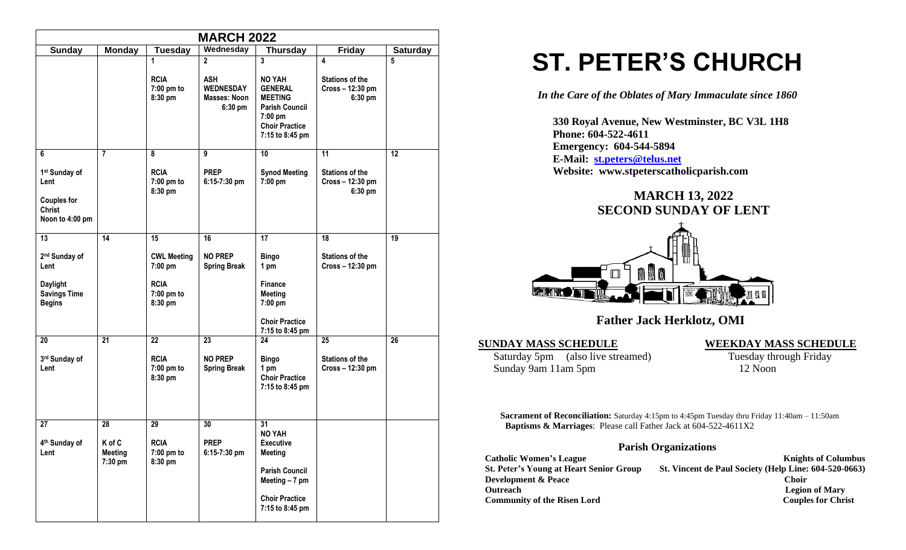| MARCH 2022 | | | | | | |
|---|---|---|---|---|---|---|
| **Sunday** | **Monday** | **Tuesday** | **Wednesday** | **Thursday** | **Friday** | **Saturday** |
| | | 1<br>RCIA 7:00 pm to 8:30 pm | 2<br>ASH WEDNESDAY Masses: Noon 6:30 pm | 3<br>NO YAH GENERAL MEETING<br>Parish Council 7:00 pm<br>Choir Practice 7:15 to 8:45 pm | 4<br>Stations of the Cross – 12:30 pm 6:30 pm | 5 |
| 6<br>1st Sunday of Lent<br>Couples for Christ Noon to 4:00 pm | 7 | 8<br>RCIA 7:00 pm to 8:30 pm | 9<br>PREP 6:15-7:30 pm | 10<br>Synod Meeting 7:00 pm | 11<br>Stations of the Cross – 12:30 pm 6:30 pm | 12 |
| 13<br>2nd Sunday of Lent<br>Daylight Savings Time Begins | 14 | 15<br>CWL Meeting 7:00 pm<br>RCIA 7:00 pm to 8:30 pm | 16<br>NO PREP Spring Break | 17<br>Bingo 1 pm<br>Finance Meeting 7:00 pm<br>Choir Practice 7:15 to 8:45 pm | 18<br>Stations of the Cross – 12:30 pm | 19 |
| 20<br>3rd Sunday of Lent | 21 | 22<br>RCIA 7:00 pm to 8:30 pm | 23<br>NO PREP Spring Break | 24<br>Bingo 1 pm<br>Choir Practice 7:15 to 8:45 pm | 25<br>Stations of the Cross – 12:30 pm | 26 |
| 27<br>4th Sunday of Lent | 28<br>K of C Meeting 7:30 pm | 29<br>RCIA 7:00 pm to 8:30 pm | 30<br>PREP 6:15-7:30 pm | 31<br>NO YAH Executive Meeting<br>Parish Council Meeting – 7 pm<br>Choir Practice 7:15 to 8:45 pm | | |

# ST. PETER'S CHURCH

*In the Care of the Oblates of Mary Immaculate since 1860*

**330 Royal Avenue, New Westminster, BC V3L 1H8**
**Phone: 604-522-4611**
**Emergency: 604-544-5894**
**E-Mail: st.peters@telus.net**
**Website: www.stpeterscatholicparish.com**

## MARCH 13, 2022
## SECOND SUNDAY OF LENT

**Father Jack Herklotz, OMI**

**SUNDAY MASS SCHEDULE**

Saturday 5pm (also live streamed)
Sunday 9am 11am 5pm

**WEEKDAY MASS SCHEDULE**

Tuesday through Friday
12 Noon

**Sacrament of Reconciliation:** Saturday 4:15pm to 4:45pm Tuesday thru Friday 11:40am – 11:50am
**Baptisms & Marriages**: Please call Father Jack at 604-522-4611X2

### Parish Organizations

**Catholic Women's League**
**Knights of Columbus**
**St. Peter's Young at Heart Senior Group**
**St. Vincent de Paul Society (Help Line: 604-520-0663)**
**Development & Peace**
**Choir**
**Outreach**
**Legion of Mary**
**Community of the Risen Lord**
**Couples for Christ**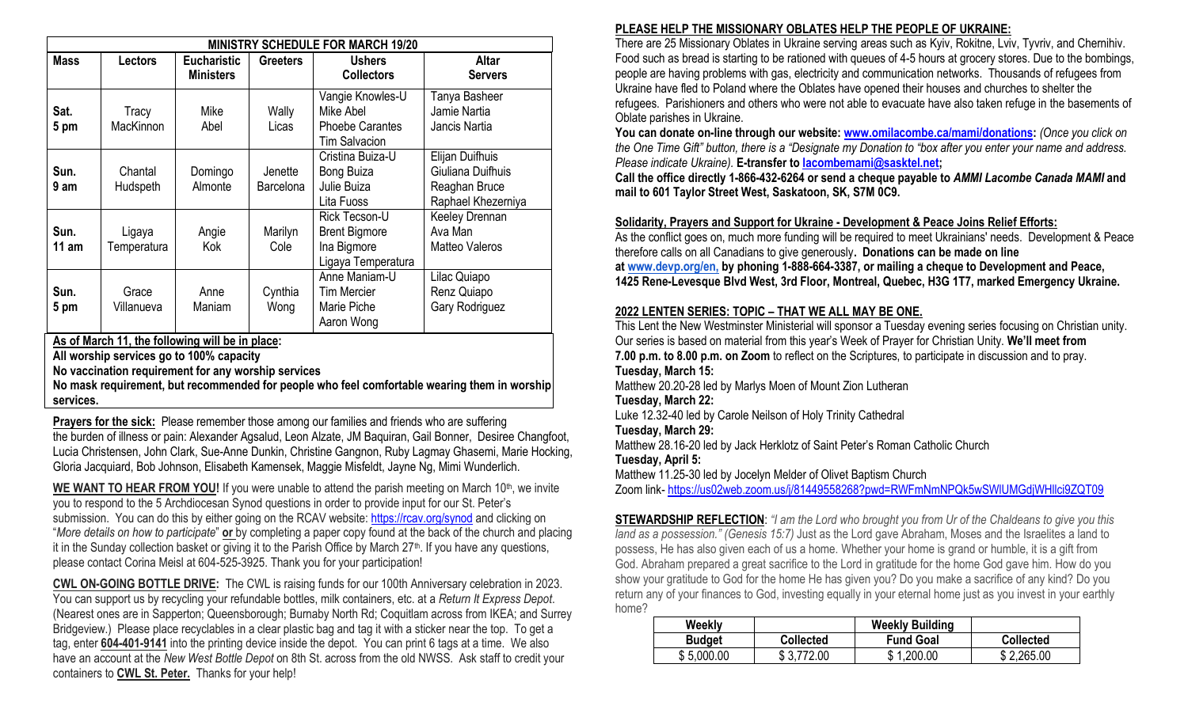| MINISTRY SCHEDULE FOR MARCH 19/20 | | | | | |
|---|---|---|---|---|---|
| **Mass** | **Lectors** | **Eucharistic Ministers** | **Greeters** | **Ushers Collectors** | **Altar Servers** |
| **Sat. 5 pm** | Tracy MacKinnon | Mike Abel | Wally Licas | Vangie Knowles-U<br>Mike Abel<br>Phoebe Carantes<br>Tim Salvacion | Tanya Basheer<br>Jamie Nartia<br>Jancis Nartia |
| **Sun. 9 am** | Chantal Hudspeth | Domingo Almonte | Jenette Barcelona | Cristina Buiza-U<br>Bong Buiza<br>Julie Buiza<br>Lita Fuoss | Elijan Duifhuis<br>Giuliana Duifhuis<br>Reaghan Bruce<br>Raphael Khezerniya |
| **Sun. 11 am** | Ligaya Temperatura | Angie Kok | Marilyn Cole | Rick Tecson-U<br>Brent Bigmore<br>Ina Bigmore<br>Ligaya Temperatura | Keeley Drennan<br>Ava Man<br>Matteo Valeros |
| **Sun. 5 pm** | Grace Villanueva | Anne Maniam | Cynthia Wong | Anne Maniam-U<br>Tim Mercier<br>Marie Piche<br>Aaron Wong | Lilac Quiapo<br>Renz Quiapo<br>Gary Rodriguez |

**As of March 11, the following will be in place:**
**All worship services go to 100% capacity**
**No vaccination requirement for any worship services**
**No mask requirement, but recommended for people who feel comfortable wearing them in worship services.**

**Prayers for the sick:** Please remember those among our families and friends who are suffering the burden of illness or pain: Alexander Agsalud, Leon Alzate, JM Baquiran, Gail Bonner, Desiree Changfoot, Lucia Christensen, John Clark, Sue-Anne Dunkin, Christine Gagnon, Ruby Lagmay Ghasemi, Marie Hocking, Gloria Jacquiard, Bob Johnson, Elisabeth Kamensek, Maggie Misfeldt, Jayne Ng, Mimi Wunderlich.

**WE WANT TO HEAR FROM YOU!** If you were unable to attend the parish meeting on March 10th, we invite you to respond to the 5 Archdiocesan Synod questions in order to provide input for our St. Peter's submission. You can do this by either going on the RCAV website: https://rcav.org/synod and clicking on "*More details on how to participate*" **or** by completing a paper copy found at the back of the church and placing it in the Sunday collection basket or giving it to the Parish Office by March 27th. If you have any questions, please contact Corina Meisl at 604-525-3925. Thank you for your participation!

**CWL ON-GOING BOTTLE DRIVE:** The CWL is raising funds for our 100th Anniversary celebration in 2023. You can support us by recycling your refundable bottles, milk containers, etc. at a *Return It Express Depot*. (Nearest ones are in Sapperton; Queensborough; Burnaby North Rd; Coquitlam across from IKEA; and Surrey Bridgeview.) Please place recyclables in a clear plastic bag and tag it with a sticker near the top. To get a tag, enter **604-401-9141** into the printing device inside the depot. You can print 6 tags at a time. We also have an account at the *New West Bottle Depot* on 8th St. across from the old NWSS. Ask staff to credit your containers to **CWL St. Peter.** Thanks for your help!

**PLEASE HELP THE MISSIONARY OBLATES HELP THE PEOPLE OF UKRAINE:**

There are 25 Missionary Oblates in Ukraine serving areas such as Kyiv, Rokitne, Lviv, Tyvriv, and Chernihiv. Food such as bread is starting to be rationed with queues of 4-5 hours at grocery stores. Due to the bombings, people are having problems with gas, electricity and communication networks. Thousands of refugees from Ukraine have fled to Poland where the Oblates have opened their houses and churches to shelter the refugees. Parishioners and others who were not able to evacuate have also taken refuge in the basements of Oblate parishes in Ukraine.

**You can donate on-line through our website: www.omilacombe.ca/mami/donations:** *(Once you click on the One Time Gift" button, there is a "Designate my Donation to "box after you enter your name and address. Please indicate Ukraine).* **E-transfer to lacombemami@sasktel.net;**

**Call the office directly 1-866-432-6264 or send a cheque payable to** ***AMMI Lacombe Canada MAMI*** **and mail to 601 Taylor Street West, Saskatoon, SK, S7M 0C9.**

**Solidarity, Prayers and Support for Ukraine - Development & Peace Joins Relief Efforts:**

As the conflict goes on, much more funding will be required to meet Ukrainians' needs. Development & Peace therefore calls on all Canadians to give generously**. Donations can be made on line at www.devp.org/en, by phoning 1-888-664-3387, or mailing a cheque to Development and Peace, 1425 Rene-Levesque Blvd West, 3rd Floor, Montreal, Quebec, H3G 1T7, marked Emergency Ukraine.**

**2022 LENTEN SERIES: TOPIC – THAT WE ALL MAY BE ONE.**

This Lent the New Westminster Ministerial will sponsor a Tuesday evening series focusing on Christian unity. Our series is based on material from this year's Week of Prayer for Christian Unity. **We'll meet from 7.00 p.m. to 8.00 p.m. on Zoom** to reflect on the Scriptures, to participate in discussion and to pray.

**Tuesday, March 15:**
Matthew 20.20-28 led by Marlys Moen of Mount Zion Lutheran
**Tuesday, March 22:**
Luke 12.32-40 led by Carole Neilson of Holy Trinity Cathedral
**Tuesday, March 29:**
Matthew 28.16-20 led by Jack Herklotz of Saint Peter's Roman Catholic Church
**Tuesday, April 5:**
Matthew 11.25-30 led by Jocelyn Melder of Olivet Baptism Church
Zoom link- https://us02web.zoom.us/j/81449558268?pwd=RWFmNmNPQk5wSWlUMGdjWHllci9ZQT09

**STEWARDSHIP REFLECTION**: *"I am the Lord who brought you from Ur of the Chaldeans to give you this land as a possession." (Genesis 15:7)* Just as the Lord gave Abraham, Moses and the Israelites a land to possess, He has also given each of us a home. Whether your home is grand or humble, it is a gift from God. Abraham prepared a great sacrifice to the Lord in gratitude for the home God gave him. How do you show your gratitude to God for the home He has given you? Do you make a sacrifice of any kind? Do you return any of your finances to God, investing equally in your eternal home just as you invest in your earthly home?

| Weekly Budget | Collected | Weekly Building Fund Goal | Collected |
|---|---|---|---|
| $ 5,000.00 | $ 3,772.00 | $ 1,200.00 | $ 2,265.00 |